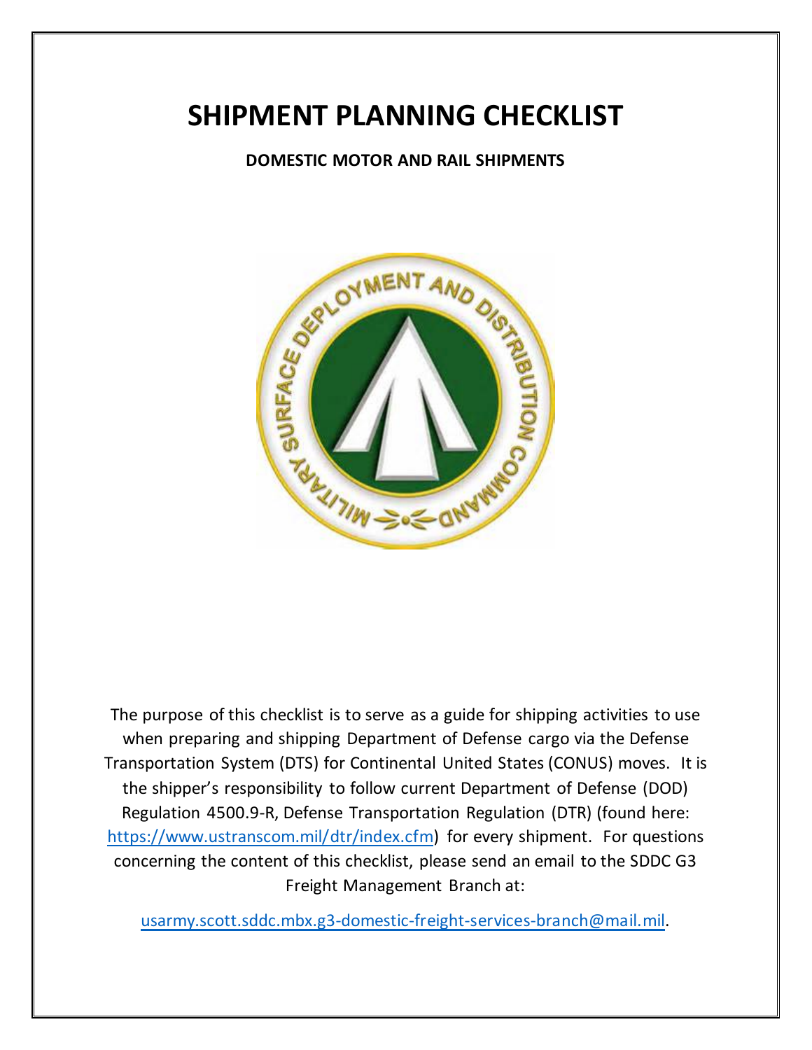# SHIPMENT PLANNING CHECKLIST

**DOMESTIC MOTOR AND RAIL SHIPMENTS**

The purpose of this checklist is to serve as a guide for shipping activities to use when preparing and shipping Department of Defense cargo via the Defense Transportation System (DTS) for Continental United States (CONUS) moves. It is the shipper's responsibility to follow current Department of Defense (DOD) Regulation 4500.9-R, Defense Transportation Regulation (DTR) (found here: [https://www.ustranscom.mil/dtr/index.cfm](https://www.ustranscom.mil/dtr/index.cfm)) for every shipment. For questions concerning the content of this checklist, please send an email to the SDDC G3 Freight Management Branch at:

[usarmy.scott.sddc.mbx.g3-domestic-freight-services-branch@mail.mil](mailto:usarmy.scott.sddc.mbx.g3-domestic-freight-services-branch@mail.mil).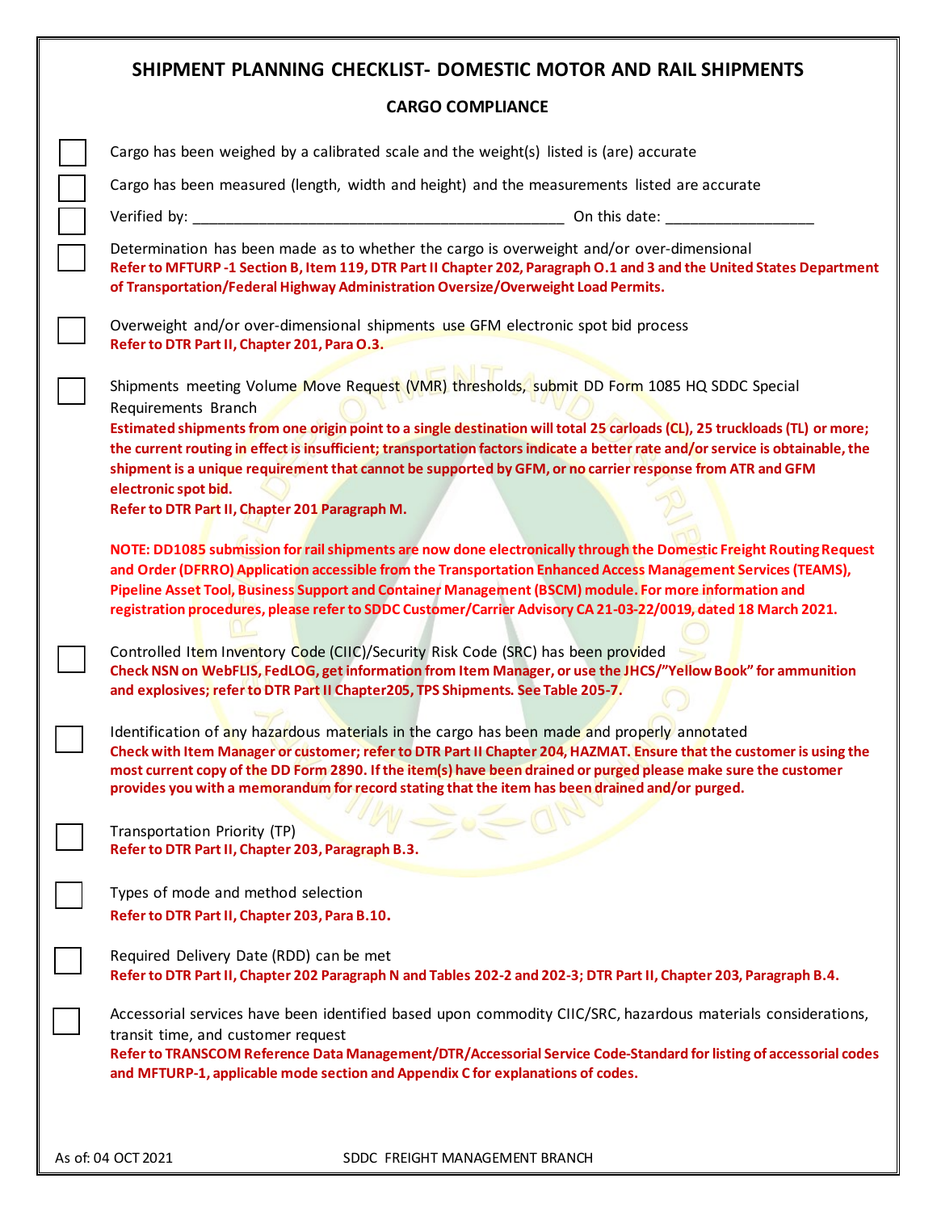# SHIPMENT PLANNING CHECKLIST- DOMESTIC MOTOR AND RAIL SHIPMENTS

## CARGO COMPLIANCE

☐ Cargo has been weighed by a calibrated scale and the weight(s) listed is (are) accurate

☐ Cargo has been measured (length, width and height) and the measurements listed are accurate

☐ Verified by: ____________________________________________ On this date: _________________

☐ Determination has been made as to whether the cargo is overweight and/or over-dimensional
**Refer to MFTURP -1 Section B, Item 119, DTR Part II Chapter 202, Paragraph O.1 and 3 and the United States Department of Transportation/Federal Highway Administration Oversize/Overweight Load Permits.**

☐ Overweight and/or over-dimensional shipments use GFM electronic spot bid process
**Refer to DTR Part II, Chapter 201, Para O.3.**

☐ Shipments meeting Volume Move Request (VMR) thresholds, submit DD Form 1085 HQ SDDC Special Requirements Branch
**Estimated shipments from one origin point to a single destination will total 25 carloads (CL), 25 truckloads (TL) or more; the current routing in effect is insufficient; transportation factors indicate a better rate and/or service is obtainable, the shipment is a unique requirement that cannot be supported by GFM, or no carrier response from ATR and GFM electronic spot bid.**
**Refer to DTR Part II, Chapter 201 Paragraph M.**

**NOTE: DD1085 submission for rail shipments are now done electronically through the Domestic Freight Routing Request and Order (DFRRO) Application accessible from the Transportation Enhanced Access Management Services (TEAMS), Pipeline Asset Tool, Business Support and Container Management (BSCM) module. For more information and registration procedures, please refer to SDDC Customer/Carrier Advisory CA 21-03-22/0019, dated 18 March 2021.**

☐ Controlled Item Inventory Code (CIIC)/Security Risk Code (SRC) has been provided
**Check NSN on WebFLIS, FedLOG, get information from Item Manager, or use the JHCS/"Yellow Book" for ammunition and explosives; refer to DTR Part II Chapter205, TPS Shipments. See Table 205-7.**

☐ Identification of any hazardous materials in the cargo has been made and properly annotated
**Check with Item Manager or customer; refer to DTR Part II Chapter 204, HAZMAT. Ensure that the customer is using the most current copy of the DD Form 2890. If the item(s) have been drained or purged please make sure the customer provides you with a memorandum for record stating that the item has been drained and/or purged.**

☐ Transportation Priority (TP)
**Refer to DTR Part II, Chapter 203, Paragraph B.3.**

☐ Types of mode and method selection
**Refer to DTR Part II, Chapter 203, Para B.10.**

☐ Required Delivery Date (RDD) can be met
**Refer to DTR Part II, Chapter 202 Paragraph N and Tables 202-2 and 202-3; DTR Part II, Chapter 203, Paragraph B.4.**

☐ Accessorial services have been identified based upon commodity CIIC/SRC, hazardous materials considerations, transit time, and customer request
**Refer to TRANSCOM Reference Data Management/DTR/Accessorial Service Code-Standard for listing of accessorial codes and MFTURP-1, applicable mode section and Appendix C for explanations of codes.**

As of: 04 OCT 2021 SDDC FREIGHT MANAGEMENT BRANCH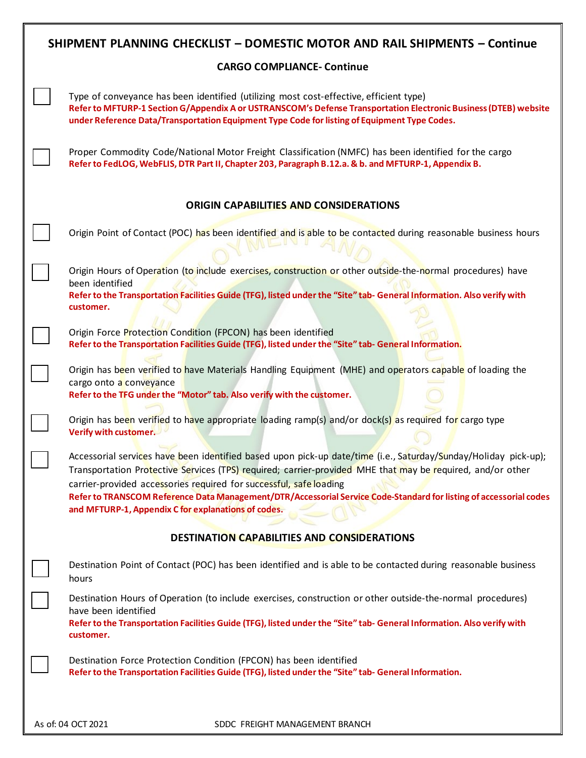## SHIPMENT PLANNING CHECKLIST – DOMESTIC MOTOR AND RAIL SHIPMENTS – Continue

### CARGO COMPLIANCE- Continue

- [ ] Type of conveyance has been identified (utilizing most cost-effective, efficient type)
  **Refer to MFTURP-1 Section G/Appendix A or USTRANSCOM's Defense Transportation Electronic Business (DTEB) website under Reference Data/Transportation Equipment Type Code for listing of Equipment Type Codes.**

- [ ] Proper Commodity Code/National Motor Freight Classification (NMFC) has been identified for the cargo
  **Refer to FedLOG, WebFLIS, DTR Part II, Chapter 203, Paragraph B.12.a. & b. and MFTURP-1, Appendix B.**

### ORIGIN CAPABILITIES AND CONSIDERATIONS

- [ ] Origin Point of Contact (POC) has been identified and is able to be contacted during reasonable business hours

- [ ] Origin Hours of Operation (to include exercises, construction or other outside-the-normal procedures) have been identified
  **Refer to the Transportation Facilities Guide (TFG), listed under the "Site" tab- General Information. Also verify with customer.**

- [ ] Origin Force Protection Condition (FPCON) has been identified
  **Refer to the Transportation Facilities Guide (TFG), listed under the "Site" tab- General Information.**

- [ ] Origin has been verified to have Materials Handling Equipment (MHE) and operators capable of loading the cargo onto a conveyance
  **Refer to the TFG under the "Motor" tab. Also verify with the customer.**

- [ ] Origin has been verified to have appropriate loading ramp(s) and/or dock(s) as required for cargo type
  **Verify with customer.**

- [ ] Accessorial services have been identified based upon pick-up date/time (i.e., Saturday/Sunday/Holiday pick-up); Transportation Protective Services (TPS) required; carrier-provided MHE that may be required, and/or other carrier-provided accessories required for successful, safe loading
  **Refer to TRANSCOM Reference Data Management/DTR/Accessorial Service Code-Standard for listing of accessorial codes and MFTURP-1, Appendix C for explanations of codes.**

### DESTINATION CAPABILITIES AND CONSIDERATIONS

- [ ] Destination Point of Contact (POC) has been identified and is able to be contacted during reasonable business hours

- [ ] Destination Hours of Operation (to include exercises, construction or other outside-the-normal procedures) have been identified
  **Refer to the Transportation Facilities Guide (TFG), listed under the "Site" tab- General Information. Also verify with customer.**

- [ ] Destination Force Protection Condition (FPCON) has been identified
  **Refer to the Transportation Facilities Guide (TFG), listed under the "Site" tab- General Information.**

As of: 04 OCT 2021 SDDC FREIGHT MANAGEMENT BRANCH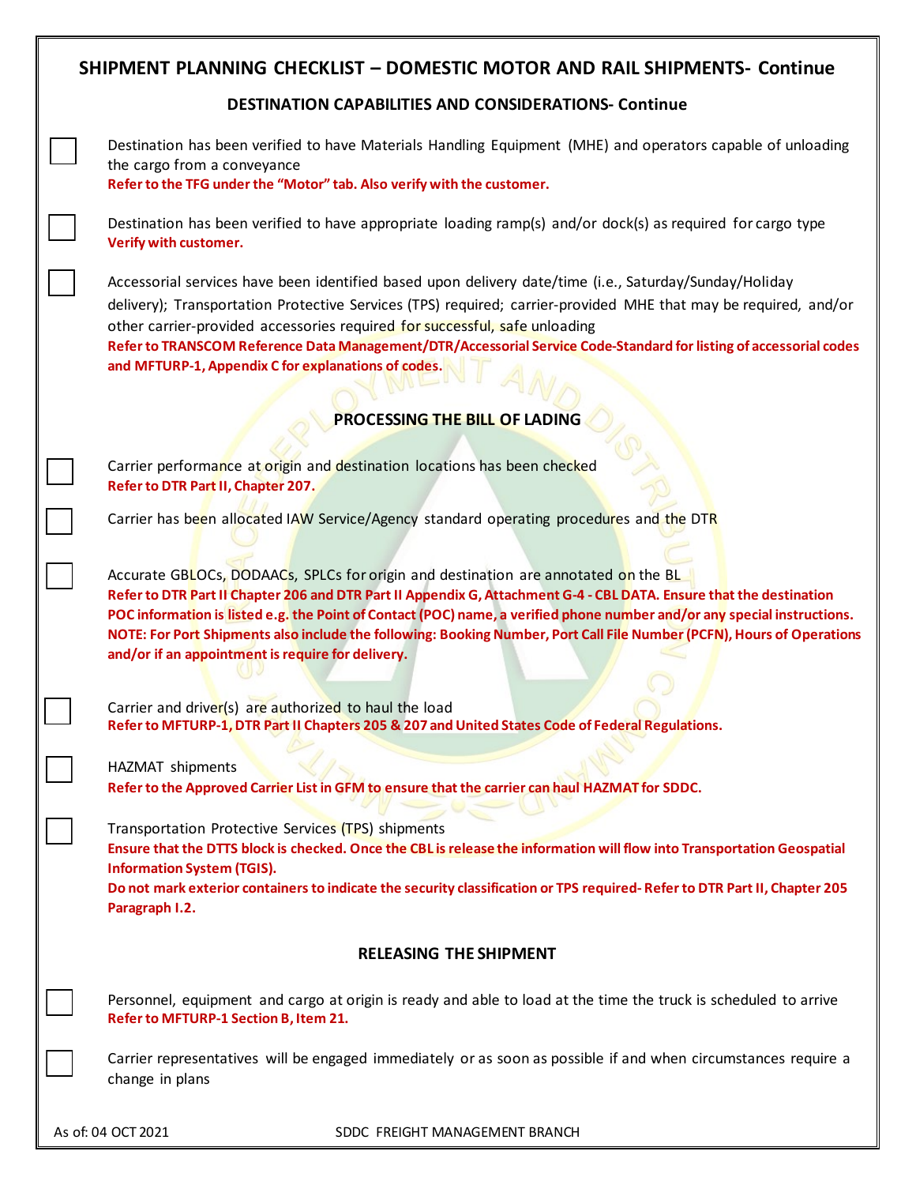# SHIPMENT PLANNING CHECKLIST – DOMESTIC MOTOR AND RAIL SHIPMENTS- Continue

## DESTINATION CAPABILITIES AND CONSIDERATIONS- Continue

- [ ] Destination has been verified to have Materials Handling Equipment (MHE) and operators capable of unloading the cargo from a conveyance
  **Refer to the TFG under the “Motor” tab. Also verify with the customer.**

- [ ] Destination has been verified to have appropriate loading ramp(s) and/or dock(s) as required for cargo type
  **Verify with customer.**

- [ ] Accessorial services have been identified based upon delivery date/time (i.e., Saturday/Sunday/Holiday delivery); Transportation Protective Services (TPS) required; carrier-provided MHE that may be required, and/or other carrier-provided accessories required for successful, safe unloading
  **Refer to TRANSCOM Reference Data Management/DTR/Accessorial Service Code-Standard for listing of accessorial codes and MFTURP-1, Appendix C for explanations of codes.**

## PROCESSING THE BILL OF LADING

- [ ] Carrier performance at origin and destination locations has been checked
  **Refer to DTR Part II, Chapter 207.**

- [ ] Carrier has been allocated IAW Service/Agency standard operating procedures and the DTR

- [ ] Accurate GBLOCs, DODAACs, SPLCs for origin and destination are annotated on the BL
  **Refer to DTR Part II Chapter 206 and DTR Part II Appendix G, Attachment G-4 - CBL DATA. Ensure that the destination POC information is listed e.g. the Point of Contact (POC) name, a verified phone number and/or any special instructions. NOTE: For Port Shipments also include the following: Booking Number, Port Call File Number (PCFN), Hours of Operations and/or if an appointment is require for delivery.**

- [ ] Carrier and driver(s) are authorized to haul the load
  **Refer to MFTURP-1, DTR Part II Chapters 205 & 207 and United States Code of Federal Regulations.**

- [ ] HAZMAT shipments
  **Refer to the Approved Carrier List in GFM to ensure that the carrier can haul HAZMAT for SDDC.**

- [ ] Transportation Protective Services (TPS) shipments
  **Ensure that the DTTS block is checked. Once the CBL is release the information will flow into Transportation Geospatial Information System (TGIS).**
  **Do not mark exterior containers to indicate the security classification or TPS required- Refer to DTR Part II, Chapter 205 Paragraph I.2.**

## RELEASING THE SHIPMENT

- [ ] Personnel, equipment and cargo at origin is ready and able to load at the time the truck is scheduled to arrive
  **Refer to MFTURP-1 Section B, Item 21.**

- [ ] Carrier representatives will be engaged immediately or as soon as possible if and when circumstances require a change in plans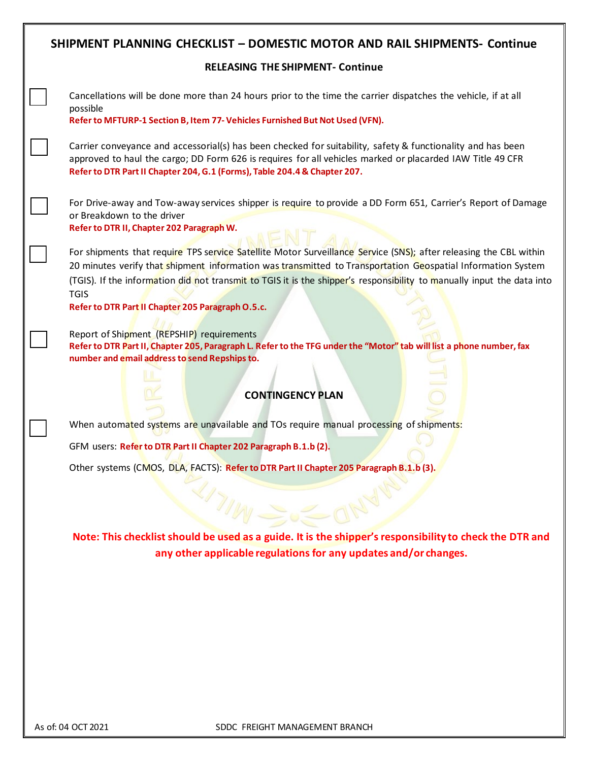## SHIPMENT PLANNING CHECKLIST – DOMESTIC MOTOR AND RAIL SHIPMENTS- Continue

### RELEASING THE SHIPMENT- Continue

- [ ] Cancellations will be done more than 24 hours prior to the time the carrier dispatches the vehicle, if at all possible
  **Refer to MFTURP-1 Section B, Item 77- Vehicles Furnished But Not Used (VFN).**

- [ ] Carrier conveyance and accessorial(s) has been checked for suitability, safety & functionality and has been approved to haul the cargo; DD Form 626 is requires for all vehicles marked or placarded IAW Title 49 CFR
  **Refer to DTR Part II Chapter 204, G.1 (Forms), Table 204.4 & Chapter 207.**

- [ ] For Drive-away and Tow-away services shipper is require to provide a DD Form 651, Carrier's Report of Damage or Breakdown to the driver
  **Refer to DTR II, Chapter 202 Paragraph W.**

- [ ] For shipments that require TPS service Satellite Motor Surveillance Service (SNS); after releasing the CBL within 20 minutes verify that shipment information was transmitted to Transportation Geospatial Information System (TGIS). If the information did not transmit to TGIS it is the shipper's responsibility to manually input the data into TGIS
  **Refer to DTR Part II Chapter 205 Paragraph O.5.c.**

- [ ] Report of Shipment (REPSHIP) requirements
  **Refer to DTR Part II, Chapter 205, Paragraph L. Refer to the TFG under the "Motor" tab will list a phone number, fax number and email address to send Repships to.**

### CONTINGENCY PLAN

- [ ] When automated systems are unavailable and TOs require manual processing of shipments:

  GFM users: **Refer to DTR Part II Chapter 202 Paragraph B.1.b (2).**

  Other systems (CMOS, DLA, FACTS): **Refer to DTR Part II Chapter 205 Paragraph B.1.b (3).**

**Note: This checklist should be used as a guide. It is the shipper's responsibility to check the DTR and any other applicable regulations for any updates and/or changes.**

As of: 04 OCT 2021 SDDC FREIGHT MANAGEMENT BRANCH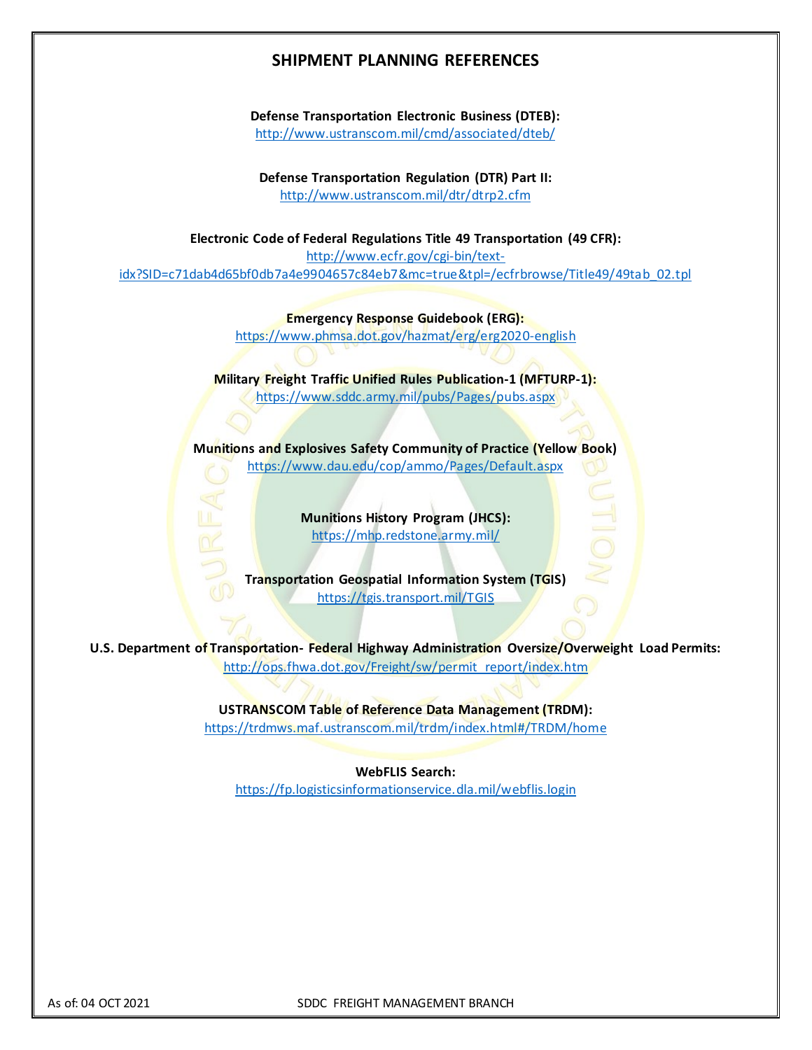# SHIPMENT PLANNING REFERENCES

**Defense Transportation Electronic Business (DTEB):**
http://www.ustranscom.mil/cmd/associated/dteb/

**Defense Transportation Regulation (DTR) Part II:**
http://www.ustranscom.mil/dtr/dtrp2.cfm

**Electronic Code of Federal Regulations Title 49 Transportation (49 CFR):**
http://www.ecfr.gov/cgi-bin/text-idx?SID=c71dab4d65bf0db7a4e9904657c84eb7&mc=true&tpl=/ecfrbrowse/Title49/49tab_02.tpl

**Emergency Response Guidebook (ERG):**
https://www.phmsa.dot.gov/hazmat/erg/erg2020-english

**Military Freight Traffic Unified Rules Publication-1 (MFTURP-1):**
https://www.sddc.army.mil/pubs/Pages/pubs.aspx

**Munitions and Explosives Safety Community of Practice (Yellow Book)**
https://www.dau.edu/cop/ammo/Pages/Default.aspx

**Munitions History Program (JHCS):**
https://mhp.redstone.army.mil/

**Transportation Geospatial Information System (TGIS)**
https://tgis.transport.mil/TGIS

**U.S. Department of Transportation- Federal Highway Administration Oversize/Overweight Load Permits:**
http://ops.fhwa.dot.gov/Freight/sw/permit_report/index.htm

**USTRANSCOM Table of Reference Data Management (TRDM):**
https://trdmws.maf.ustranscom.mil/trdm/index.html#/TRDM/home

**WebFLIS Search:**
https://fp.logisticsinformationservice.dla.mil/webflis.login

As of: 04 OCT 2021 SDDC FREIGHT MANAGEMENT BRANCH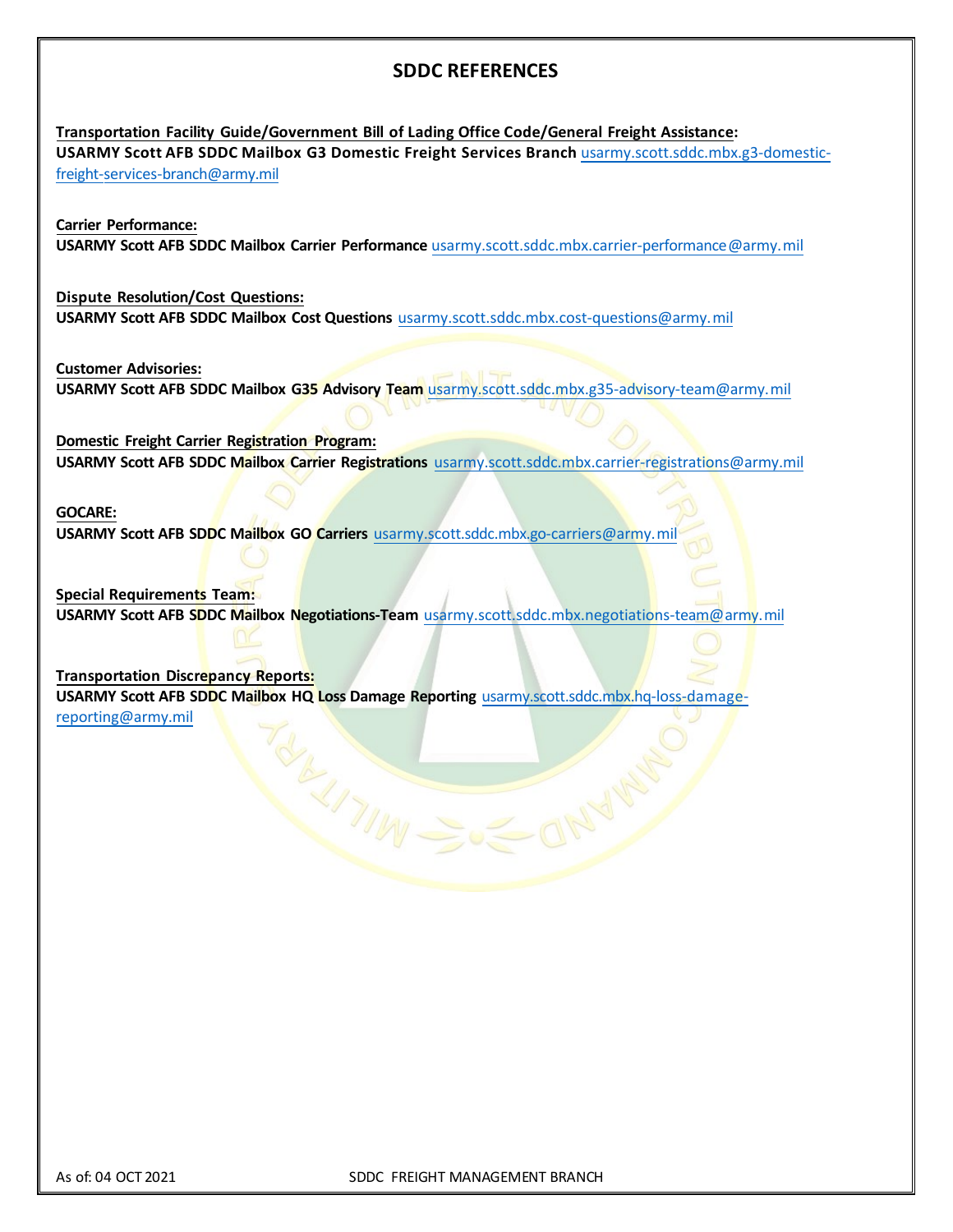# SDDC REFERENCES

**Transportation Facility Guide/Government Bill of Lading Office Code/General Freight Assistance:**
**USARMY Scott AFB SDDC Mailbox G3 Domestic Freight Services Branch** usarmy.scott.sddc.mbx.g3-domestic-freight-services-branch@army.mil

**Carrier Performance:**
**USARMY Scott AFB SDDC Mailbox Carrier Performance** usarmy.scott.sddc.mbx.carrier-performance@army.mil

**Dispute Resolution/Cost Questions:**
**USARMY Scott AFB SDDC Mailbox Cost Questions** usarmy.scott.sddc.mbx.cost-questions@army.mil

**Customer Advisories:**
**USARMY Scott AFB SDDC Mailbox G35 Advisory Team** usarmy.scott.sddc.mbx.g35-advisory-team@army.mil

**Domestic Freight Carrier Registration Program:**
**USARMY Scott AFB SDDC Mailbox Carrier Registrations** usarmy.scott.sddc.mbx.carrier-registrations@army.mil

**GOCARE:**
**USARMY Scott AFB SDDC Mailbox GO Carriers** usarmy.scott.sddc.mbx.go-carriers@army.mil

**Special Requirements Team:**
**USARMY Scott AFB SDDC Mailbox Negotiations-Team** usarmy.scott.sddc.mbx.negotiations-team@army.mil

**Transportation Discrepancy Reports:**
**USARMY Scott AFB SDDC Mailbox HQ Loss Damage Reporting** usarmy.scott.sddc.mbx.hq-loss-damage-reporting@army.mil

As of: 04 OCT 2021 SDDC FREIGHT MANAGEMENT BRANCH